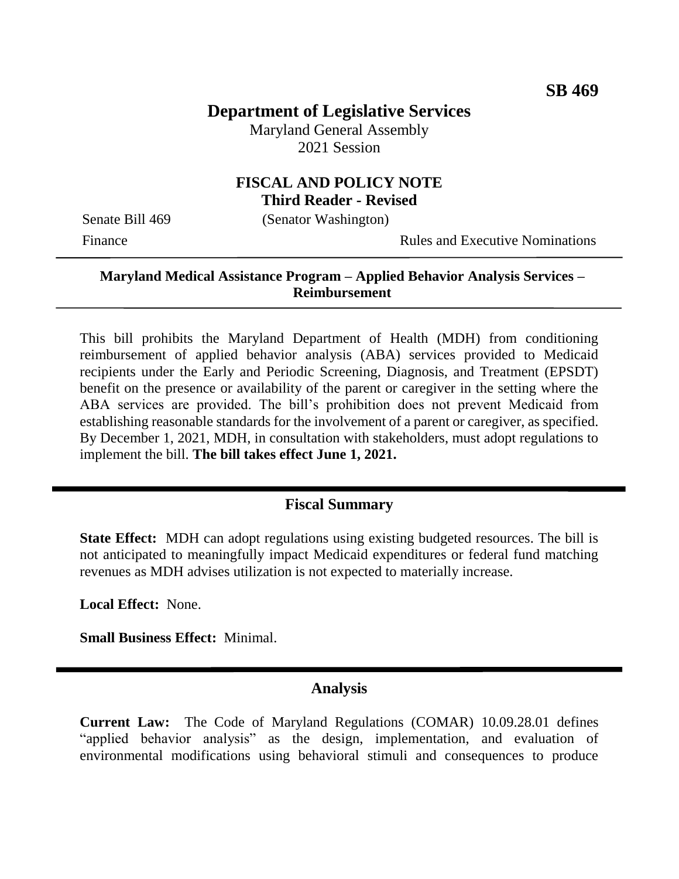**SB 469**

# Department of Legislative Services

Maryland General Assembly
2021 Session

## FISCAL AND POLICY NOTE
### Third Reader - Revised

Senate Bill 469 (Senator Washington)

Finance Rules and Executive Nominations

---

**Maryland Medical Assistance Program – Applied Behavior Analysis Services – Reimbursement**

---

This bill prohibits the Maryland Department of Health (MDH) from conditioning reimbursement of applied behavior analysis (ABA) services provided to Medicaid recipients under the Early and Periodic Screening, Diagnosis, and Treatment (EPSDT) benefit on the presence or availability of the parent or caregiver in the setting where the ABA services are provided. The bill's prohibition does not prevent Medicaid from establishing reasonable standards for the involvement of a parent or caregiver, as specified. By December 1, 2021, MDH, in consultation with stakeholders, must adopt regulations to implement the bill. **The bill takes effect June 1, 2021.**

---

## Fiscal Summary

**State Effect:** MDH can adopt regulations using existing budgeted resources. The bill is not anticipated to meaningfully impact Medicaid expenditures or federal fund matching revenues as MDH advises utilization is not expected to materially increase.

**Local Effect:** None.

**Small Business Effect:** Minimal.

---

## Analysis

**Current Law:** The Code of Maryland Regulations (COMAR) 10.09.28.01 defines "applied behavior analysis" as the design, implementation, and evaluation of environmental modifications using behavioral stimuli and consequences to produce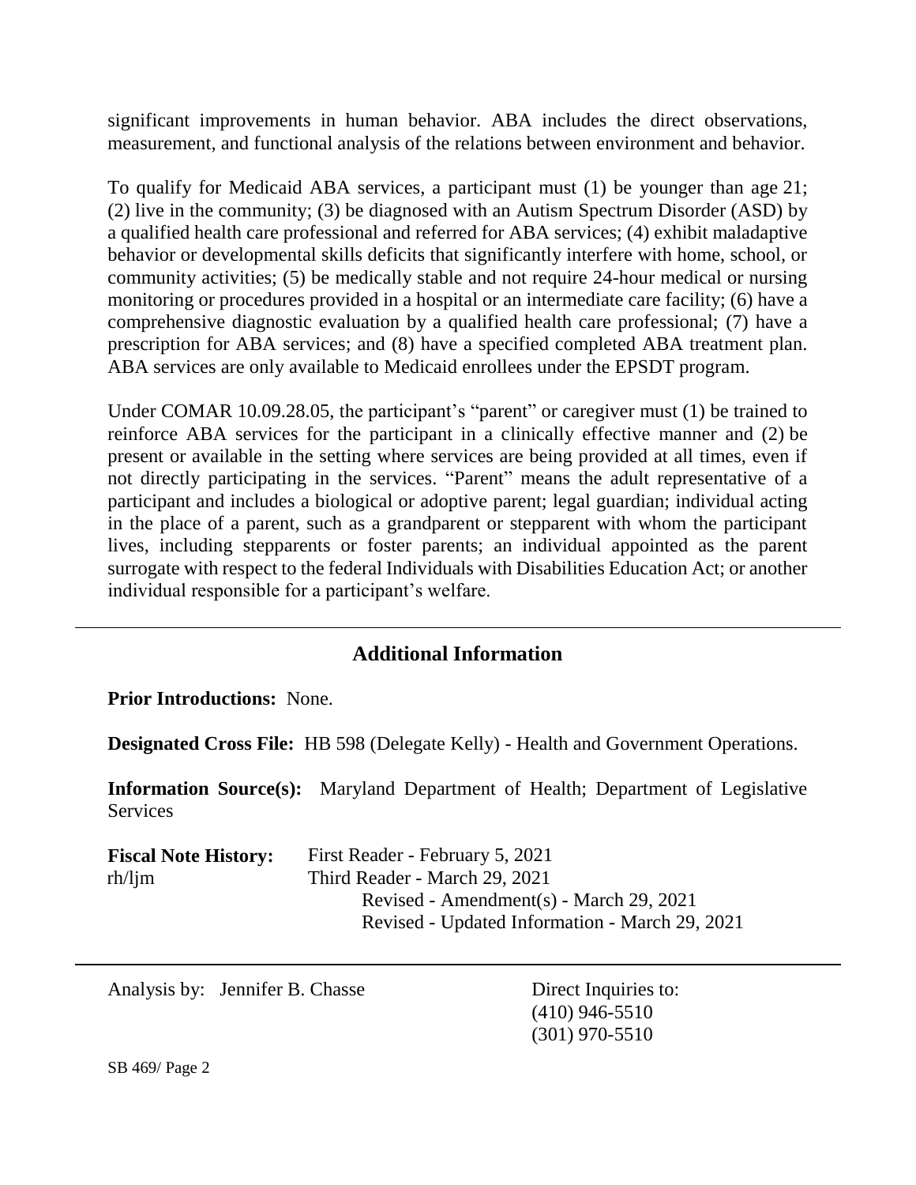significant improvements in human behavior. ABA includes the direct observations, measurement, and functional analysis of the relations between environment and behavior.

To qualify for Medicaid ABA services, a participant must (1) be younger than age 21; (2) live in the community; (3) be diagnosed with an Autism Spectrum Disorder (ASD) by a qualified health care professional and referred for ABA services; (4) exhibit maladaptive behavior or developmental skills deficits that significantly interfere with home, school, or community activities; (5) be medically stable and not require 24-hour medical or nursing monitoring or procedures provided in a hospital or an intermediate care facility; (6) have a comprehensive diagnostic evaluation by a qualified health care professional; (7) have a prescription for ABA services; and (8) have a specified completed ABA treatment plan. ABA services are only available to Medicaid enrollees under the EPSDT program.

Under COMAR 10.09.28.05, the participant's "parent" or caregiver must (1) be trained to reinforce ABA services for the participant in a clinically effective manner and (2) be present or available in the setting where services are being provided at all times, even if not directly participating in the services. "Parent" means the adult representative of a participant and includes a biological or adoptive parent; legal guardian; individual acting in the place of a parent, such as a grandparent or stepparent with whom the participant lives, including stepparents or foster parents; an individual appointed as the parent surrogate with respect to the federal Individuals with Disabilities Education Act; or another individual responsible for a participant's welfare.

---

## Additional Information

**Prior Introductions:** None.

**Designated Cross File:** HB 598 (Delegate Kelly) - Health and Government Operations.

**Information Source(s):** Maryland Department of Health; Department of Legislative Services

**Fiscal Note History:** First Reader - February 5, 2021
rh/ljm Third Reader - March 29, 2021
Revised - Amendment(s) - March 29, 2021
Revised - Updated Information - March 29, 2021

---

Analysis by: Jennifer B. Chasse

Direct Inquiries to:
(410) 946-5510
(301) 970-5510